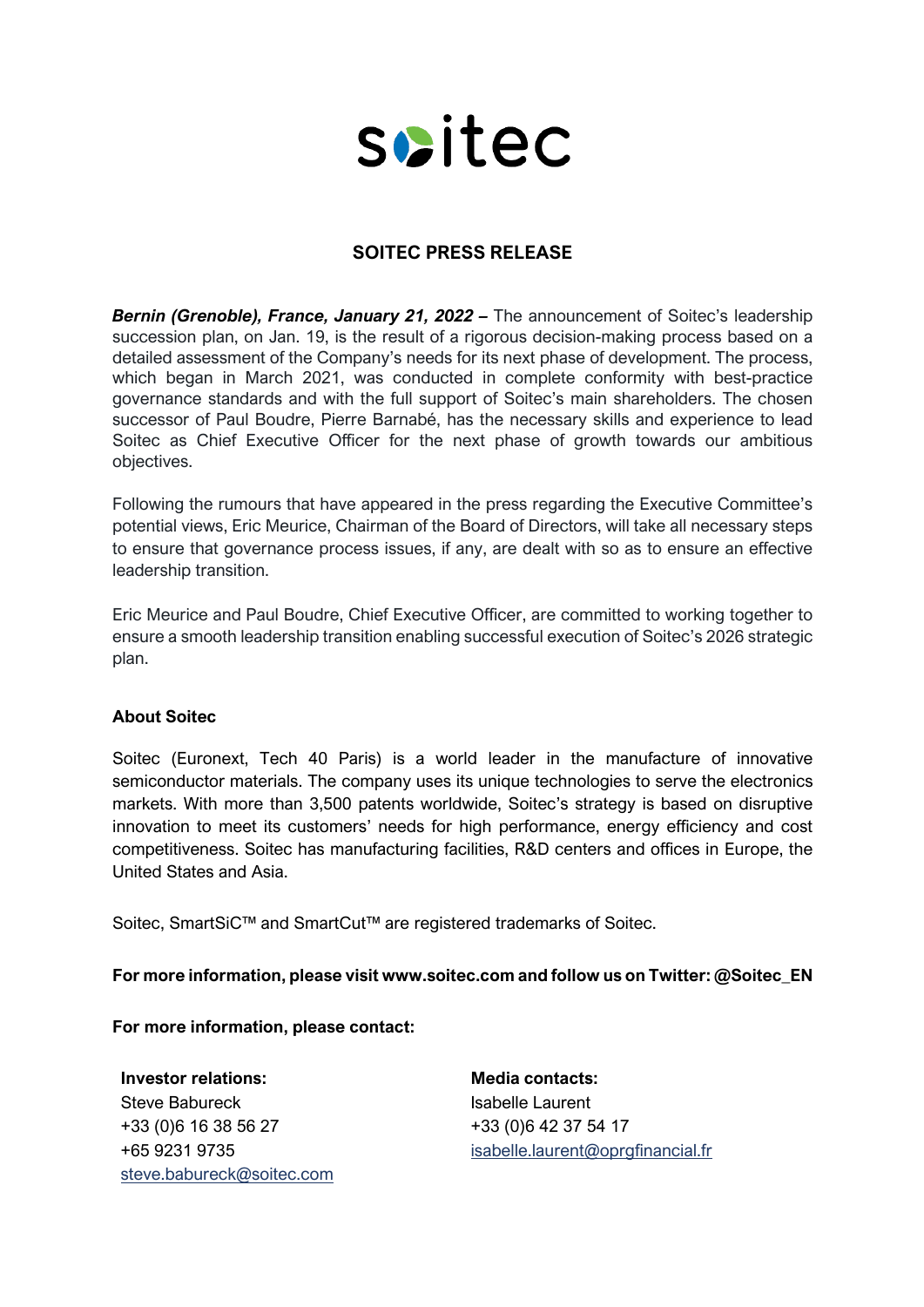soitec

## SOITEC PRESS RELEASE

***Bernin (Grenoble), France, January 21, 2022 –*** The announcement of Soitec's leadership succession plan, on Jan. 19, is the result of a rigorous decision-making process based on a detailed assessment of the Company's needs for its next phase of development. The process, which began in March 2021, was conducted in complete conformity with best-practice governance standards and with the full support of Soitec's main shareholders. The chosen successor of Paul Boudre, Pierre Barnabé, has the necessary skills and experience to lead Soitec as Chief Executive Officer for the next phase of growth towards our ambitious objectives.

Following the rumours that have appeared in the press regarding the Executive Committee's potential views, Eric Meurice, Chairman of the Board of Directors, will take all necessary steps to ensure that governance process issues, if any, are dealt with so as to ensure an effective leadership transition.

Eric Meurice and Paul Boudre, Chief Executive Officer, are committed to working together to ensure a smooth leadership transition enabling successful execution of Soitec's 2026 strategic plan.

**About Soitec**

Soitec (Euronext, Tech 40 Paris) is a world leader in the manufacture of innovative semiconductor materials. The company uses its unique technologies to serve the electronics markets. With more than 3,500 patents worldwide, Soitec's strategy is based on disruptive innovation to meet its customers' needs for high performance, energy efficiency and cost competitiveness. Soitec has manufacturing facilities, R&D centers and offices in Europe, the United States and Asia.

Soitec, SmartSiC™ and SmartCut™ are registered trademarks of Soitec.

**For more information, please visit www.soitec.com and follow us on Twitter: @Soitec_EN**

**For more information, please contact:**

**Investor relations:**
Steve Babureck
+33 (0)6 16 38 56 27
+65 9231 9735
steve.babureck@soitec.com

**Media contacts:**
Isabelle Laurent
+33 (0)6 42 37 54 17
isabelle.laurent@oprgfinancial.fr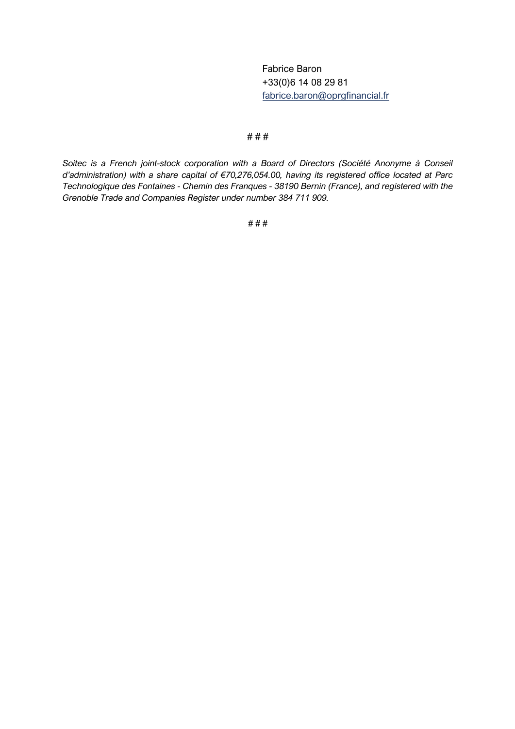Fabrice Baron
+33(0)6 14 08 29 81
fabrice.baron@oprgfinancial.fr

# # #

*Soitec is a French joint-stock corporation with a Board of Directors (Société Anonyme à Conseil d'administration) with a share capital of €70,276,054.00, having its registered office located at Parc Technologique des Fontaines - Chemin des Franques - 38190 Bernin (France), and registered with the Grenoble Trade and Companies Register under number 384 711 909.*

# # #